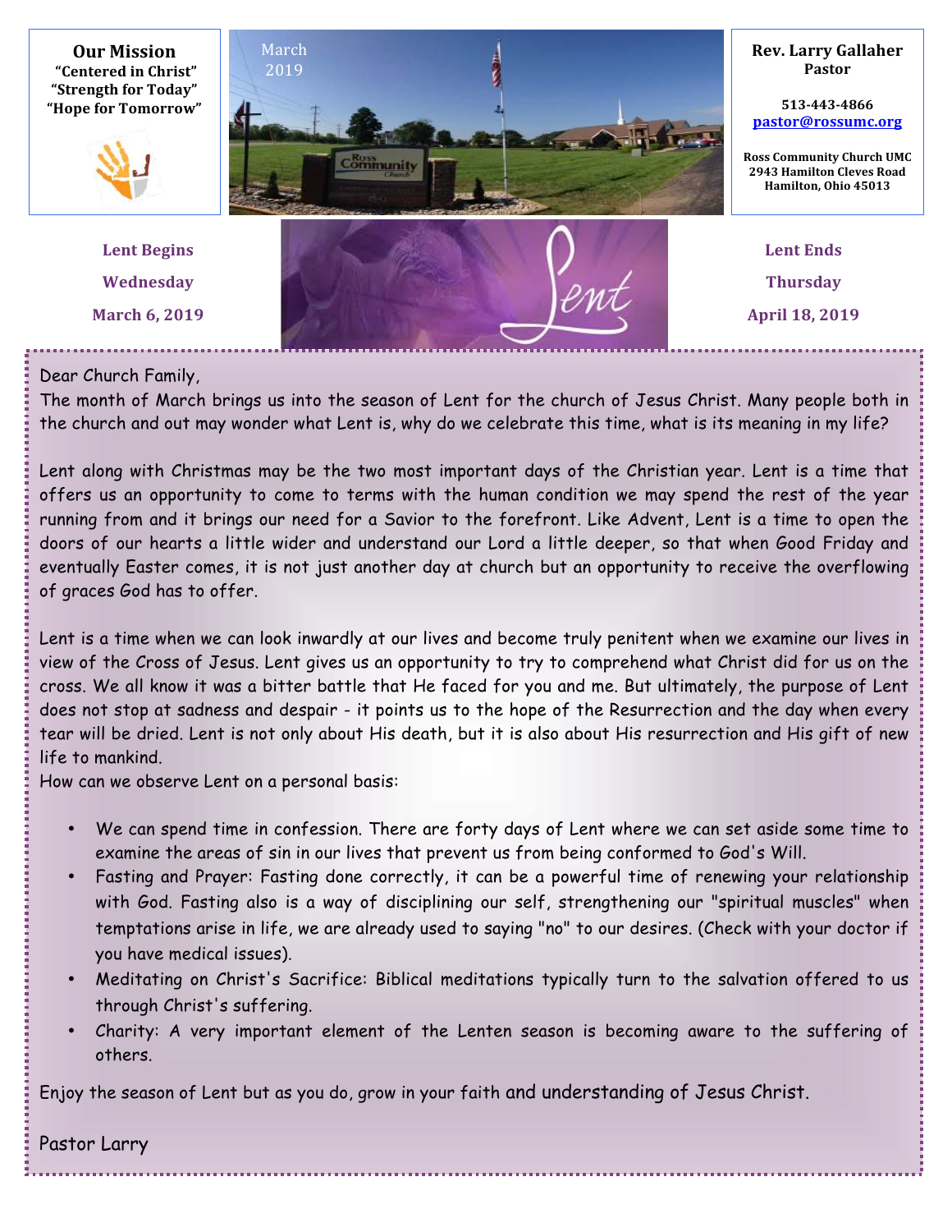**Our Mission**
**"Centered in Christ"**
**"Strength for Today"**
**"Hope for Tomorrow"**

March 2019

**Rev. Larry Gallaher**
**Pastor**

**513-443-4866**
**pastor@rossumc.org**

**Ross Community Church UMC**
**2943 Hamilton Cleves Road**
**Hamilton, Ohio 45013**

**Lent Begins**
**Wednesday**
**March 6, 2019**

Lent

**Lent Ends**
**Thursday**
**April 18, 2019**

Dear Church Family,

The month of March brings us into the season of Lent for the church of Jesus Christ. Many people both in the church and out may wonder what Lent is, why do we celebrate this time, what is its meaning in my life?

Lent along with Christmas may be the two most important days of the Christian year. Lent is a time that offers us an opportunity to come to terms with the human condition we may spend the rest of the year running from and it brings our need for a Savior to the forefront. Like Advent, Lent is a time to open the doors of our hearts a little wider and understand our Lord a little deeper, so that when Good Friday and eventually Easter comes, it is not just another day at church but an opportunity to receive the overflowing of graces God has to offer.

Lent is a time when we can look inwardly at our lives and become truly penitent when we examine our lives in view of the Cross of Jesus. Lent gives us an opportunity to try to comprehend what Christ did for us on the cross. We all know it was a bitter battle that He faced for you and me. But ultimately, the purpose of Lent does not stop at sadness and despair - it points us to the hope of the Resurrection and the day when every tear will be dried. Lent is not only about His death, but it is also about His resurrection and His gift of new life to mankind.

How can we observe Lent on a personal basis:

- We can spend time in confession. There are forty days of Lent where we can set aside some time to examine the areas of sin in our lives that prevent us from being conformed to God's Will.
- Fasting and Prayer: Fasting done correctly, it can be a powerful time of renewing your relationship with God. Fasting also is a way of disciplining our self, strengthening our "spiritual muscles" when temptations arise in life, we are already used to saying "no" to our desires. (Check with your doctor if you have medical issues).
- Meditating on Christ's Sacrifice: Biblical meditations typically turn to the salvation offered to us through Christ's suffering.
- Charity: A very important element of the Lenten season is becoming aware to the suffering of others.

Enjoy the season of Lent but as you do, grow in your faith and understanding of Jesus Christ.

Pastor Larry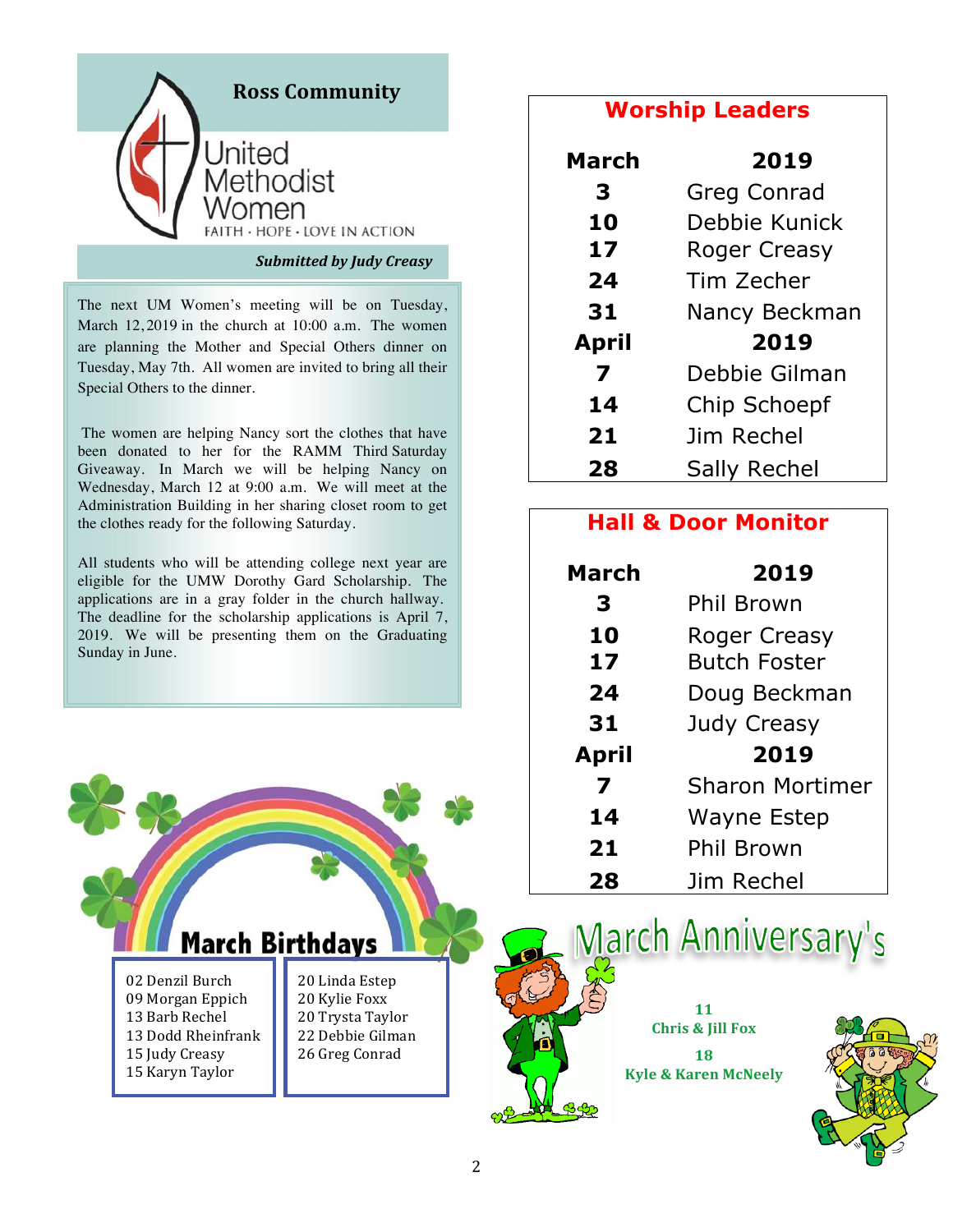## Ross Community United Methodist Women

FAITH · HOPE · LOVE IN ACTION

***Submitted by Judy Creasy***

The next UM Women's meeting will be on Tuesday, March 12, 2019 in the church at 10:00 a.m. The women are planning the Mother and Special Others dinner on Tuesday, May 7th. All women are invited to bring all their Special Others to the dinner.

The women are helping Nancy sort the clothes that have been donated to her for the RAMM Third Saturday Giveaway. In March we will be helping Nancy on Wednesday, March 12 at 9:00 a.m. We will meet at the Administration Building in her sharing closet room to get the clothes ready for the following Saturday.

All students who will be attending college next year are eligible for the UMW Dorothy Gard Scholarship. The applications are in a gray folder in the church hallway. The deadline for the scholarship applications is April 7, 2019. We will be presenting them on the Graduating Sunday in June.

## Worship Leaders

| March | 2019 |
|---|---|
| 3 | Greg Conrad |
| 10 | Debbie Kunick |
| 17 | Roger Creasy |
| 24 | Tim Zecher |
| 31 | Nancy Beckman |
| **April** | **2019** |
| 7 | Debbie Gilman |
| 14 | Chip Schoepf |
| 21 | Jim Rechel |
| 28 | Sally Rechel |

## Hall & Door Monitor

| March | 2019 |
|---|---|
| 3 | Phil Brown |
| 10 | Roger Creasy |
| 17 | Butch Foster |
| 24 | Doug Beckman |
| 31 | Judy Creasy |
| **April** | **2019** |
| 7 | Sharon Mortimer |
| 14 | Wayne Estep |
| 21 | Phil Brown |
| 28 | Jim Rechel |

## March Birthdays

02 Denzil Burch
09 Morgan Eppich
13 Barb Rechel
13 Dodd Rheinfrank
15 Judy Creasy
15 Karyn Taylor
20 Linda Estep
20 Kylie Foxx
20 Trysta Taylor
22 Debbie Gilman
26 Greg Conrad

## March Anniversary's

**11**
**Chris & Jill Fox**

**18**
**Kyle & Karen McNeely**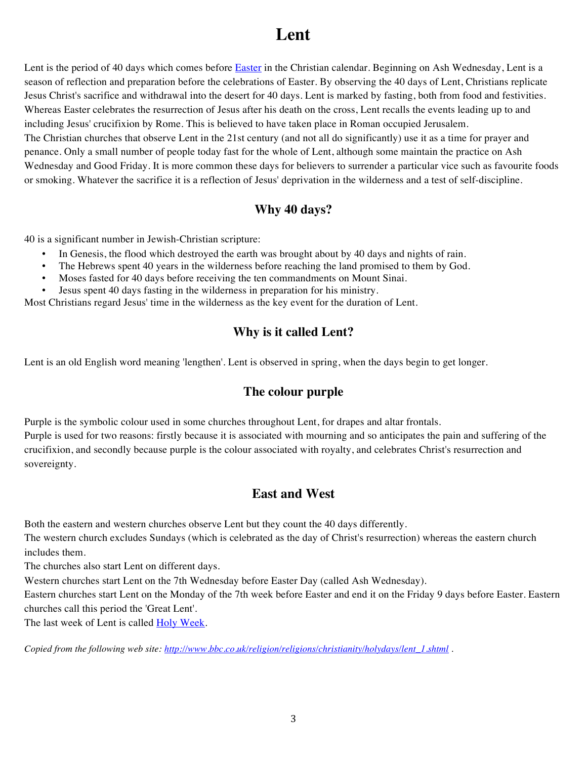# Lent

Lent is the period of 40 days which comes before [Easter](#) in the Christian calendar. Beginning on Ash Wednesday, Lent is a season of reflection and preparation before the celebrations of Easter. By observing the 40 days of Lent, Christians replicate Jesus Christ's sacrifice and withdrawal into the desert for 40 days. Lent is marked by fasting, both from food and festivities. Whereas Easter celebrates the resurrection of Jesus after his death on the cross, Lent recalls the events leading up to and including Jesus' crucifixion by Rome. This is believed to have taken place in Roman occupied Jerusalem.
The Christian churches that observe Lent in the 21st century (and not all do significantly) use it as a time for prayer and penance. Only a small number of people today fast for the whole of Lent, although some maintain the practice on Ash Wednesday and Good Friday. It is more common these days for believers to surrender a particular vice such as favourite foods or smoking. Whatever the sacrifice it is a reflection of Jesus' deprivation in the wilderness and a test of self-discipline.

## Why 40 days?

40 is a significant number in Jewish-Christian scripture:

- In Genesis, the flood which destroyed the earth was brought about by 40 days and nights of rain.
- The Hebrews spent 40 years in the wilderness before reaching the land promised to them by God.
- Moses fasted for 40 days before receiving the ten commandments on Mount Sinai.
- Jesus spent 40 days fasting in the wilderness in preparation for his ministry.

Most Christians regard Jesus' time in the wilderness as the key event for the duration of Lent.

## Why is it called Lent?

Lent is an old English word meaning 'lengthen'. Lent is observed in spring, when the days begin to get longer.

## The colour purple

Purple is the symbolic colour used in some churches throughout Lent, for drapes and altar frontals.
Purple is used for two reasons: firstly because it is associated with mourning and so anticipates the pain and suffering of the crucifixion, and secondly because purple is the colour associated with royalty, and celebrates Christ's resurrection and sovereignty.

## East and West

Both the eastern and western churches observe Lent but they count the 40 days differently.
The western church excludes Sundays (which is celebrated as the day of Christ's resurrection) whereas the eastern church includes them.
The churches also start Lent on different days.
Western churches start Lent on the 7th Wednesday before Easter Day (called Ash Wednesday).
Eastern churches start Lent on the Monday of the 7th week before Easter and end it on the Friday 9 days before Easter. Eastern churches call this period the 'Great Lent'.
The last week of Lent is called [Holy Week](#).

*Copied from the following web site: [http://www.bbc.co.uk/religion/religions/christianity/holydays/lent_1.shtml](http://www.bbc.co.uk/religion/religions/christianity/holydays/lent_1.shtml) .*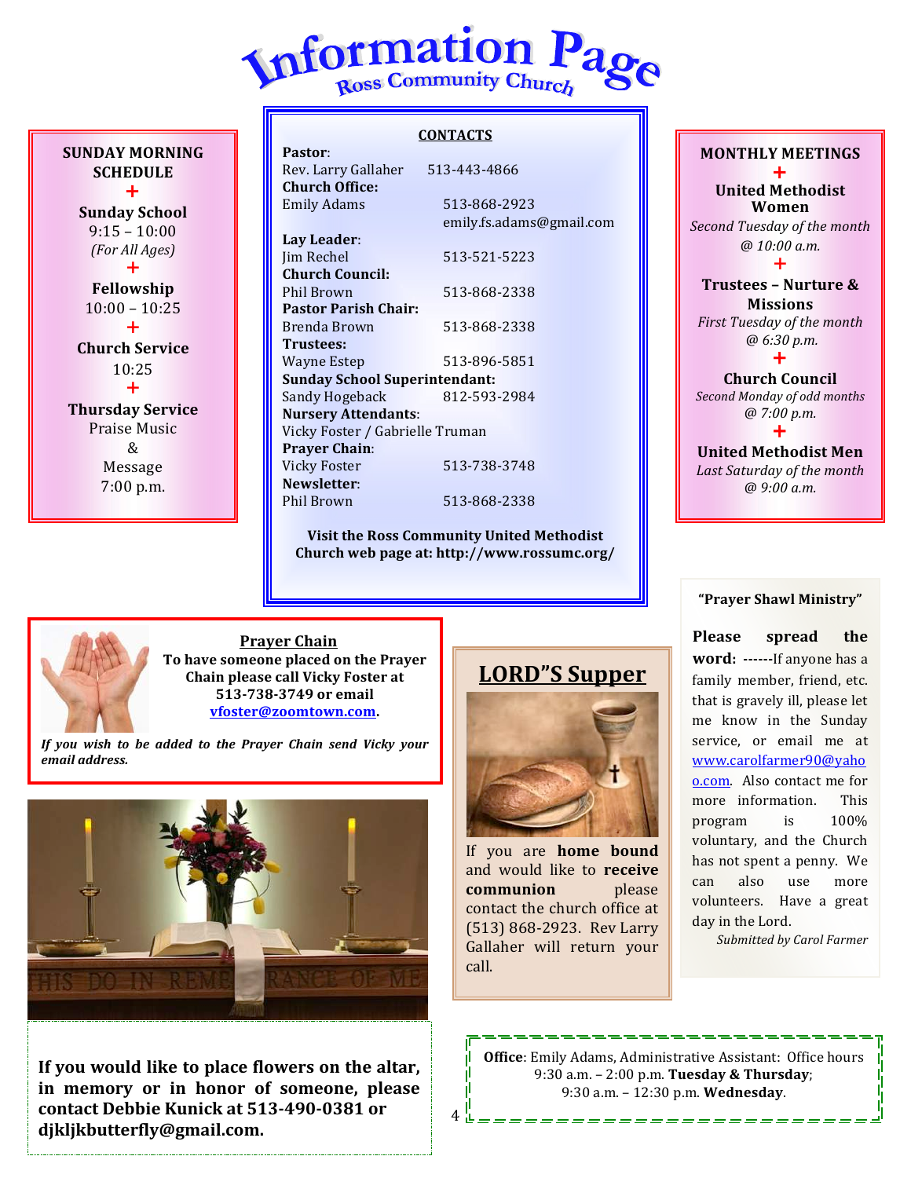# Information Page

## Ross Community Church

### SUNDAY MORNING SCHEDULE

**Sunday School**
9:15 – 10:00
*(For All Ages)*

**Fellowship**
10:00 – 10:25

**Church Service**
10:25

**Thursday Service**
Praise Music
&
Message
7:00 p.m.

### CONTACTS

**Pastor**:
Rev. Larry Gallaher 513-443-4866

**Church Office:**
Emily Adams 513-868-2923
emily.fs.adams@gmail.com

**Lay Leader**:
Jim Rechel 513-521-5223

**Church Council:**
Phil Brown 513-868-2338

**Pastor Parish Chair:**
Brenda Brown 513-868-2338

**Trustees:**
Wayne Estep 513-896-5851

**Sunday School Superintendant:**
Sandy Hogeback 812-593-2984

**Nursery Attendants**:
Vicky Foster / Gabrielle Truman

**Prayer Chain**:
Vicky Foster 513-738-3748

**Newsletter**:
Phil Brown 513-868-2338

**Visit the Ross Community United Methodist Church web page at: http://www.rossumc.org/**

### MONTHLY MEETINGS

**United Methodist Women**
*Second Tuesday of the month @ 10:00 a.m.*

**Trustees – Nurture & Missions**
*First Tuesday of the month @ 6:30 p.m.*

**Church Council**
*Second Monday of odd months @ 7:00 p.m.*

**United Methodist Men**
*Last Saturday of the month @ 9:00 a.m.*

### Prayer Chain

**To have someone placed on the Prayer Chain please call Vicky Foster at 513-738-3749 or email vfoster@zoomtown.com.**

***If you wish to be added to the Prayer Chain send Vicky your email address.***

**If you would like to place flowers on the altar, in memory or in honor of someone, please contact Debbie Kunick at 513-490-0381 or djkljkbutterfly@gmail.com.**

### LORD"S Supper

If you are **home bound** and would like to **receive communion** please contact the church office at (513) 868-2923. Rev Larry Gallaher will return your call.

### "Prayer Shawl Ministry"

**Please spread the word: ------**If anyone has a family member, friend, etc. that is gravely ill, please let me know in the Sunday service, or email me at www.carolfarmer90@yahoo.com. Also contact me for more information. This program is 100% voluntary, and the Church has not spent a penny. We can also use more volunteers. Have a great day in the Lord.

*Submitted by Carol Farmer*

**Office**: Emily Adams, Administrative Assistant: Office hours 9:30 a.m. – 2:00 p.m. **Tuesday & Thursday**; 9:30 a.m. – 12:30 p.m. **Wednesday**.